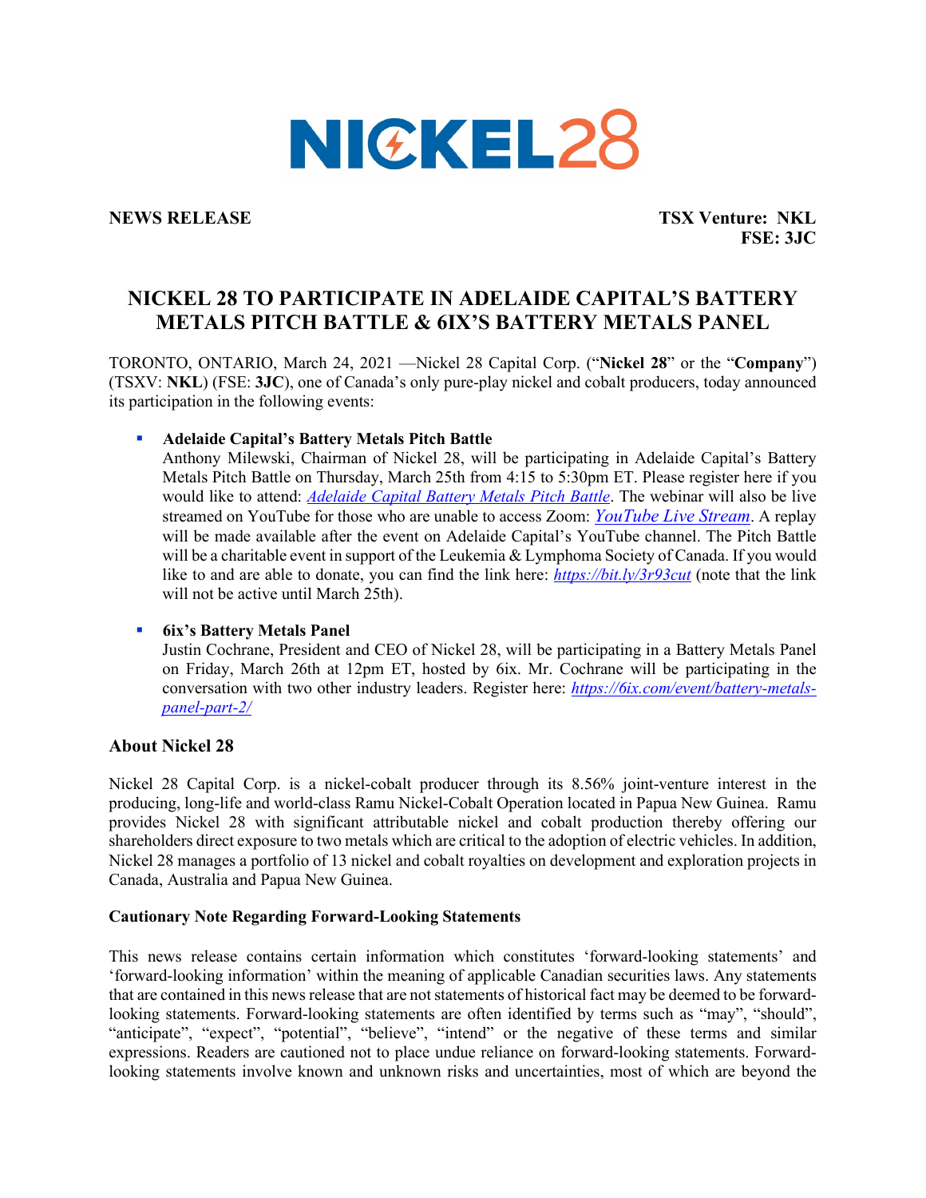NICKEL28

**NEWS RELEASE** **TSX Venture: NKL**
**FSE: 3JC**

# NICKEL 28 TO PARTICIPATE IN ADELAIDE CAPITAL'S BATTERY METALS PITCH BATTLE & 6IX'S BATTERY METALS PANEL

TORONTO, ONTARIO, March 24, 2021 —Nickel 28 Capital Corp. ("**Nickel 28**" or the "**Company**") (TSXV: **NKL**) (FSE: **3JC**), one of Canada's only pure-play nickel and cobalt producers, today announced its participation in the following events:

- **Adelaide Capital's Battery Metals Pitch Battle**
  Anthony Milewski, Chairman of Nickel 28, will be participating in Adelaide Capital's Battery Metals Pitch Battle on Thursday, March 25th from 4:15 to 5:30pm ET. Please register here if you would like to attend: *Adelaide Capital Battery Metals Pitch Battle*. The webinar will also be live streamed on YouTube for those who are unable to access Zoom: *YouTube Live Stream*. A replay will be made available after the event on Adelaide Capital's YouTube channel. The Pitch Battle will be a charitable event in support of the Leukemia & Lymphoma Society of Canada. If you would like to and are able to donate, you can find the link here: *https://bit.ly/3r93cut* (note that the link will not be active until March 25th).

- **6ix's Battery Metals Panel**
  Justin Cochrane, President and CEO of Nickel 28, will be participating in a Battery Metals Panel on Friday, March 26th at 12pm ET, hosted by 6ix. Mr. Cochrane will be participating in the conversation with two other industry leaders. Register here: *https://6ix.com/event/battery-metals-panel-part-2/*

## About Nickel 28

Nickel 28 Capital Corp. is a nickel-cobalt producer through its 8.56% joint-venture interest in the producing, long-life and world-class Ramu Nickel-Cobalt Operation located in Papua New Guinea. Ramu provides Nickel 28 with significant attributable nickel and cobalt production thereby offering our shareholders direct exposure to two metals which are critical to the adoption of electric vehicles. In addition, Nickel 28 manages a portfolio of 13 nickel and cobalt royalties on development and exploration projects in Canada, Australia and Papua New Guinea.

### Cautionary Note Regarding Forward-Looking Statements

This news release contains certain information which constitutes 'forward-looking statements' and 'forward-looking information' within the meaning of applicable Canadian securities laws. Any statements that are contained in this news release that are not statements of historical fact may be deemed to be forward-looking statements. Forward-looking statements are often identified by terms such as "may", "should", "anticipate", "expect", "potential", "believe", "intend" or the negative of these terms and similar expressions. Readers are cautioned not to place undue reliance on forward-looking statements. Forward-looking statements involve known and unknown risks and uncertainties, most of which are beyond the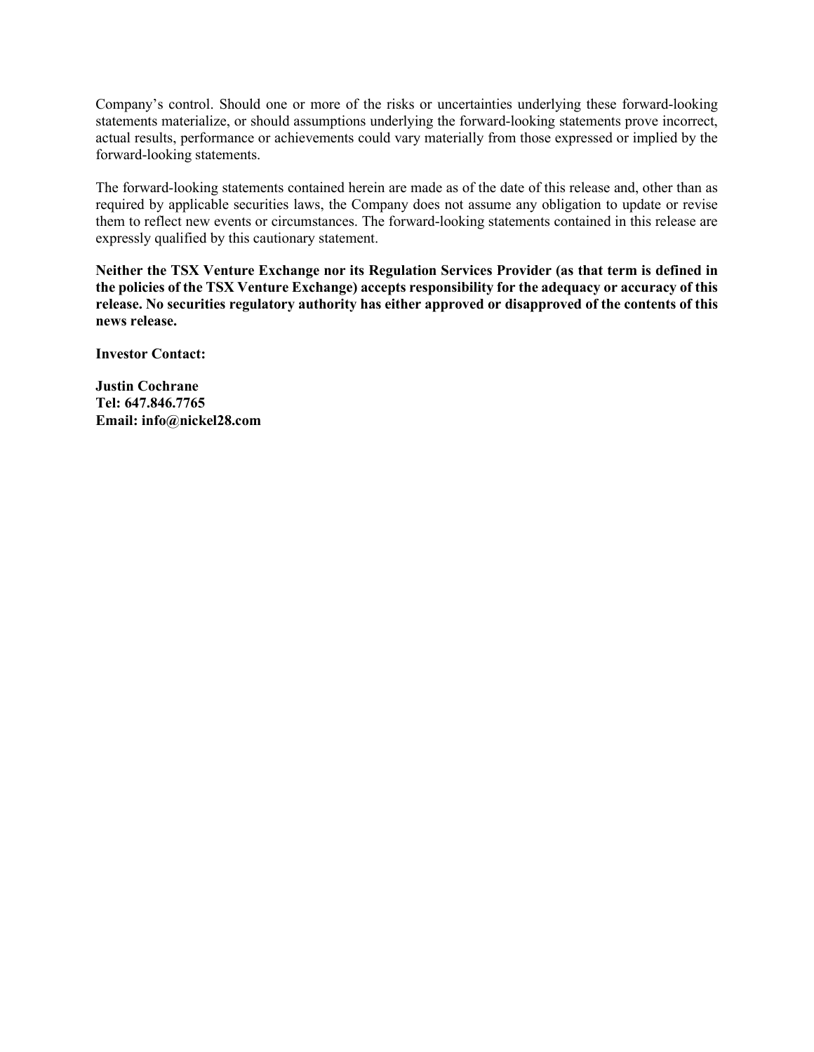Company's control. Should one or more of the risks or uncertainties underlying these forward-looking statements materialize, or should assumptions underlying the forward-looking statements prove incorrect, actual results, performance or achievements could vary materially from those expressed or implied by the forward-looking statements.

The forward-looking statements contained herein are made as of the date of this release and, other than as required by applicable securities laws, the Company does not assume any obligation to update or revise them to reflect new events or circumstances. The forward-looking statements contained in this release are expressly qualified by this cautionary statement.

**Neither the TSX Venture Exchange nor its Regulation Services Provider (as that term is defined in the policies of the TSX Venture Exchange) accepts responsibility for the adequacy or accuracy of this release. No securities regulatory authority has either approved or disapproved of the contents of this news release.**

**Investor Contact:**

**Justin Cochrane**
**Tel: 647.846.7765**
**Email: info@nickel28.com**